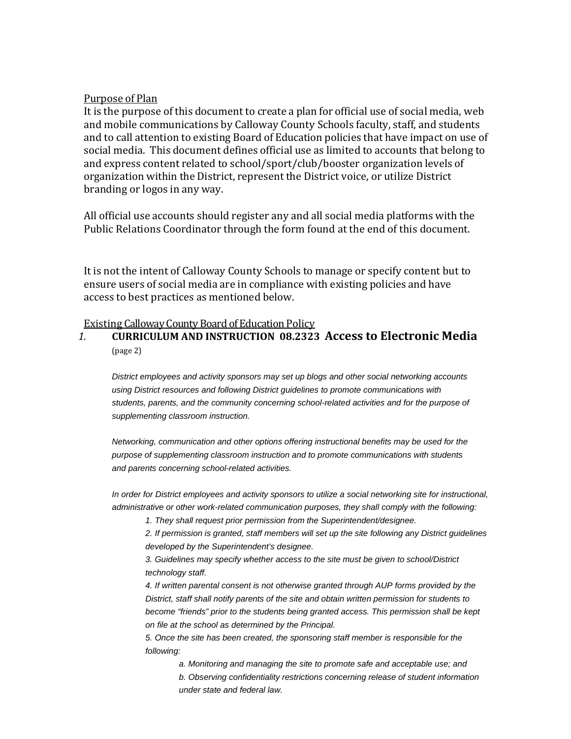## Purpose of Plan

It is the purpose of this document to create a plan for official use of social media, web and mobile communications by Calloway County Schools faculty, staff, and students and to call attention to existing Board of Education policies that have impact on use of social media. This document defines official use as limited to accounts that belong to and express content related to school/sport/club/booster organization levels of organization within the District, represent the District voice, or utilize District branding or logos in any way.

All official use accounts should register any and all social media platforms with the Public Relations Coordinator through the form found at the end of this document.

It is not the intent of Calloway County Schools to manage or specify content but to ensure users of social media are in compliance with existing policies and have access to best practices as mentioned below.

## Existing Calloway County Board of Education Policy

1. **CURRICULUM AND INSTRUCTION 08.2323 Access to Electronic Media** (page 2)

*District employees and activity sponsors may set up blogs and other social networking accounts using District resources and following District guidelines to promote communications with students, parents, and the community concerning school-related activities and for the purpose of supplementing classroom instruction.*

*Networking, communication and other options offering instructional benefits may be used for the purpose of supplementing classroom instruction and to promote communications with students and parents concerning school-related activities.*

*In order for District employees and activity sponsors to utilize a social networking site for instructional, administrative or other work-related communication purposes, they shall comply with the following:*

*1. They shall request prior permission from the Superintendent/designee.*

*2. If permission is granted, staff members will set up the site following any District guidelines developed by the Superintendent's designee.*

*3. Guidelines may specify whether access to the site must be given to school/District technology staff.*

*4. If written parental consent is not otherwise granted through AUP forms provided by the District, staff shall notify parents of the site and obtain written permission for students to become "friends" prior to the students being granted access. This permission shall be kept on file at the school as determined by the Principal.*

*5. Once the site has been created, the sponsoring staff member is responsible for the following:*

*a. Monitoring and managing the site to promote safe and acceptable use; and*

*b. Observing confidentiality restrictions concerning release of student information under state and federal law.*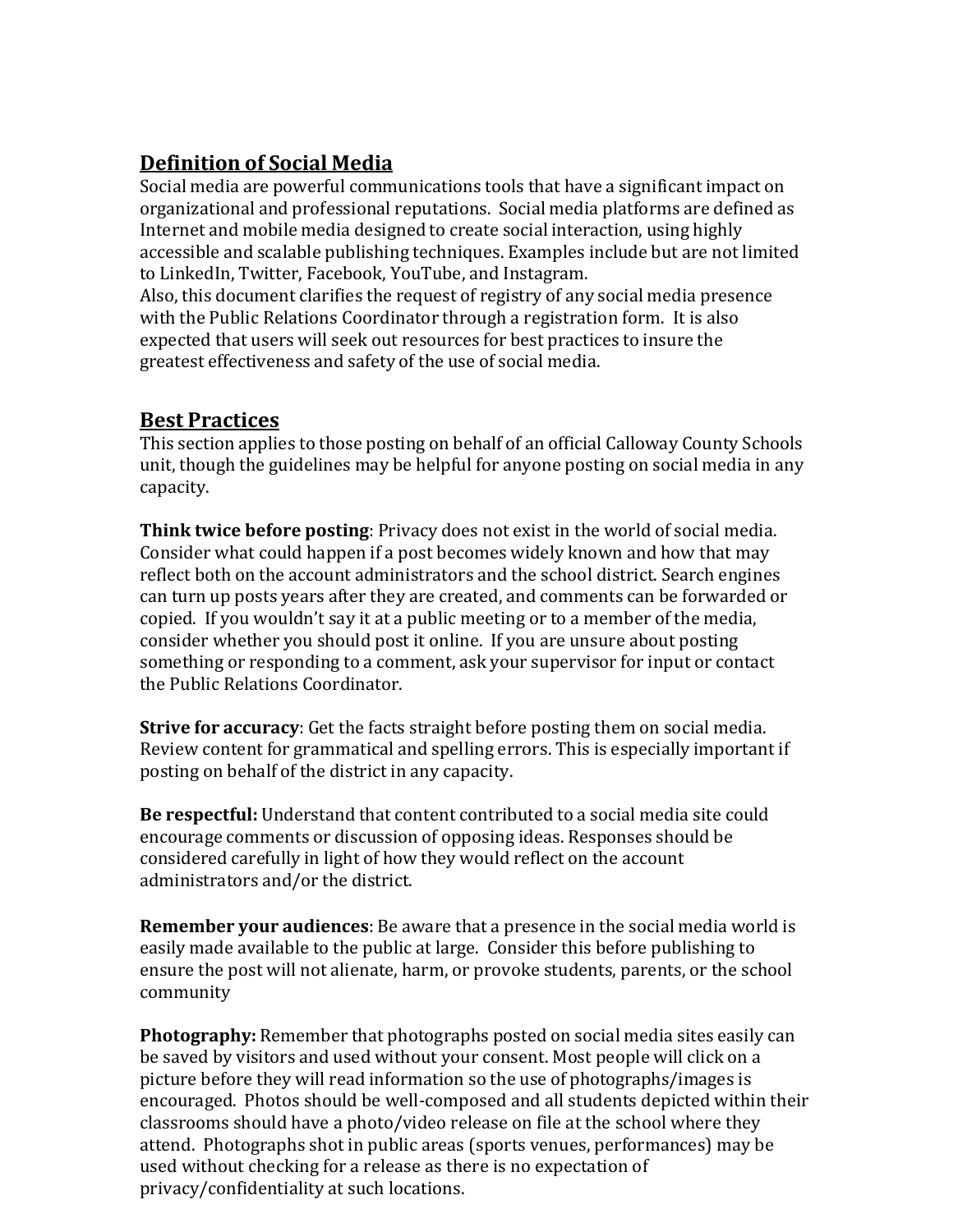## Definition of Social Media

Social media are powerful communications tools that have a significant impact on organizational and professional reputations. Social media platforms are defined as Internet and mobile media designed to create social interaction, using highly accessible and scalable publishing techniques. Examples include but are not limited to LinkedIn, Twitter, Facebook, YouTube, and Instagram.

Also, this document clarifies the request of registry of any social media presence with the Public Relations Coordinator through a registration form. It is also expected that users will seek out resources for best practices to insure the greatest effectiveness and safety of the use of social media.

## Best Practices

This section applies to those posting on behalf of an official Calloway County Schools unit, though the guidelines may be helpful for anyone posting on social media in any capacity.

**Think twice before posting**: Privacy does not exist in the world of social media. Consider what could happen if a post becomes widely known and how that may reflect both on the account administrators and the school district. Search engines can turn up posts years after they are created, and comments can be forwarded or copied. If you wouldn't say it at a public meeting or to a member of the media, consider whether you should post it online. If you are unsure about posting something or responding to a comment, ask your supervisor for input or contact the Public Relations Coordinator.

**Strive for accuracy**: Get the facts straight before posting them on social media. Review content for grammatical and spelling errors. This is especially important if posting on behalf of the district in any capacity.

**Be respectful:** Understand that content contributed to a social media site could encourage comments or discussion of opposing ideas. Responses should be considered carefully in light of how they would reflect on the account administrators and/or the district.

**Remember your audiences**: Be aware that a presence in the social media world is easily made available to the public at large. Consider this before publishing to ensure the post will not alienate, harm, or provoke students, parents, or the school community

**Photography:** Remember that photographs posted on social media sites easily can be saved by visitors and used without your consent. Most people will click on a picture before they will read information so the use of photographs/images is encouraged. Photos should be well-composed and all students depicted within their classrooms should have a photo/video release on file at the school where they attend. Photographs shot in public areas (sports venues, performances) may be used without checking for a release as there is no expectation of privacy/confidentiality at such locations.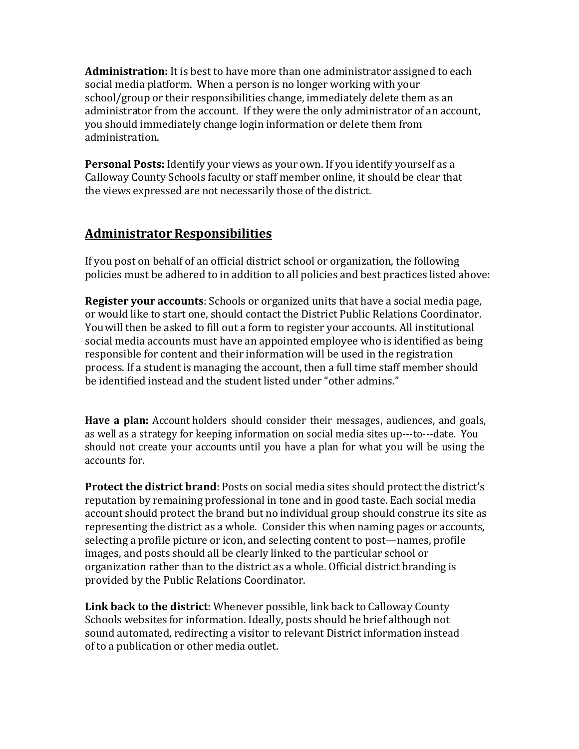**Administration:** It is best to have more than one administrator assigned to each social media platform. When a person is no longer working with your school/group or their responsibilities change, immediately delete them as an administrator from the account. If they were the only administrator of an account, you should immediately change login information or delete them from administration.

**Personal Posts:** Identify your views as your own. If you identify yourself as a Calloway County Schools faculty or staff member online, it should be clear that the views expressed are not necessarily those of the district.

## Administrator Responsibilities

If you post on behalf of an official district school or organization, the following policies must be adhered to in addition to all policies and best practices listed above:

**Register your accounts**: Schools or organized units that have a social media page, or would like to start one, should contact the District Public Relations Coordinator. You will then be asked to fill out a form to register your accounts. All institutional social media accounts must have an appointed employee who is identified as being responsible for content and their information will be used in the registration process. If a student is managing the account, then a full time staff member should be identified instead and the student listed under "other admins."

**Have a plan:** Account holders should consider their messages, audiences, and goals, as well as a strategy for keeping information on social media sites up---to---date. You should not create your accounts until you have a plan for what you will be using the accounts for.

**Protect the district brand**: Posts on social media sites should protect the district's reputation by remaining professional in tone and in good taste. Each social media account should protect the brand but no individual group should construe its site as representing the district as a whole. Consider this when naming pages or accounts, selecting a profile picture or icon, and selecting content to post—names, profile images, and posts should all be clearly linked to the particular school or organization rather than to the district as a whole. Official district branding is provided by the Public Relations Coordinator.

**Link back to the district**: Whenever possible, link back to Calloway County Schools websites for information. Ideally, posts should be brief although not sound automated, redirecting a visitor to relevant District information instead of to a publication or other media outlet.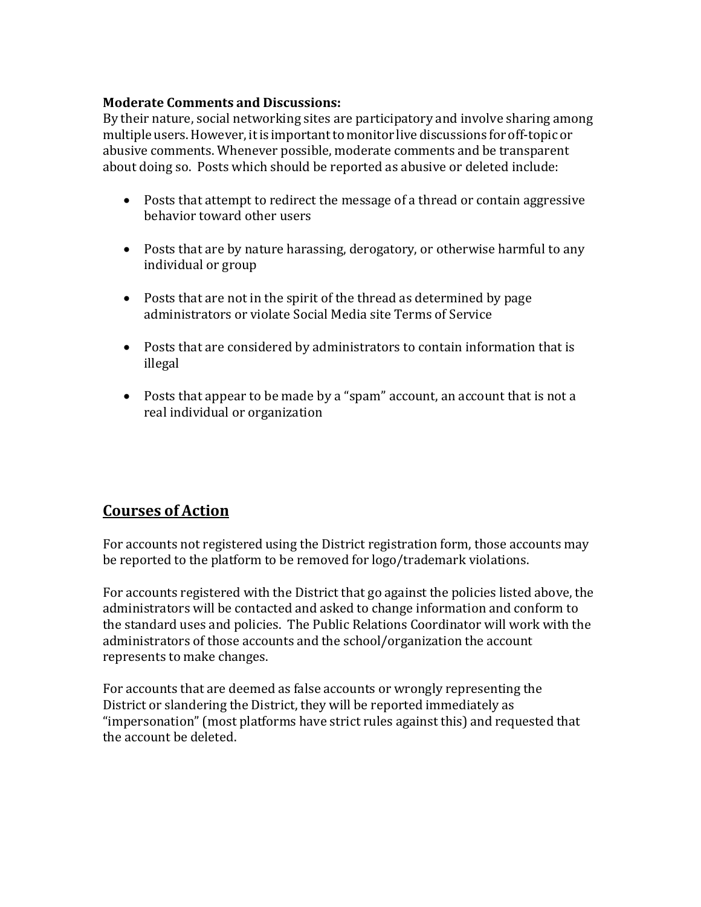**Moderate Comments and Discussions:**
By their nature, social networking sites are participatory and involve sharing among multiple users. However, it is important to monitor live discussions for off-topic or abusive comments. Whenever possible, moderate comments and be transparent about doing so. Posts which should be reported as abusive or deleted include:

- Posts that attempt to redirect the message of a thread or contain aggressive behavior toward other users
- Posts that are by nature harassing, derogatory, or otherwise harmful to any individual or group
- Posts that are not in the spirit of the thread as determined by page administrators or violate Social Media site Terms of Service
- Posts that are considered by administrators to contain information that is illegal
- Posts that appear to be made by a "spam" account, an account that is not a real individual or organization

## Courses of Action

For accounts not registered using the District registration form, those accounts may be reported to the platform to be removed for logo/trademark violations.

For accounts registered with the District that go against the policies listed above, the administrators will be contacted and asked to change information and conform to the standard uses and policies. The Public Relations Coordinator will work with the administrators of those accounts and the school/organization the account represents to make changes.

For accounts that are deemed as false accounts or wrongly representing the District or slandering the District, they will be reported immediately as "impersonation" (most platforms have strict rules against this) and requested that the account be deleted.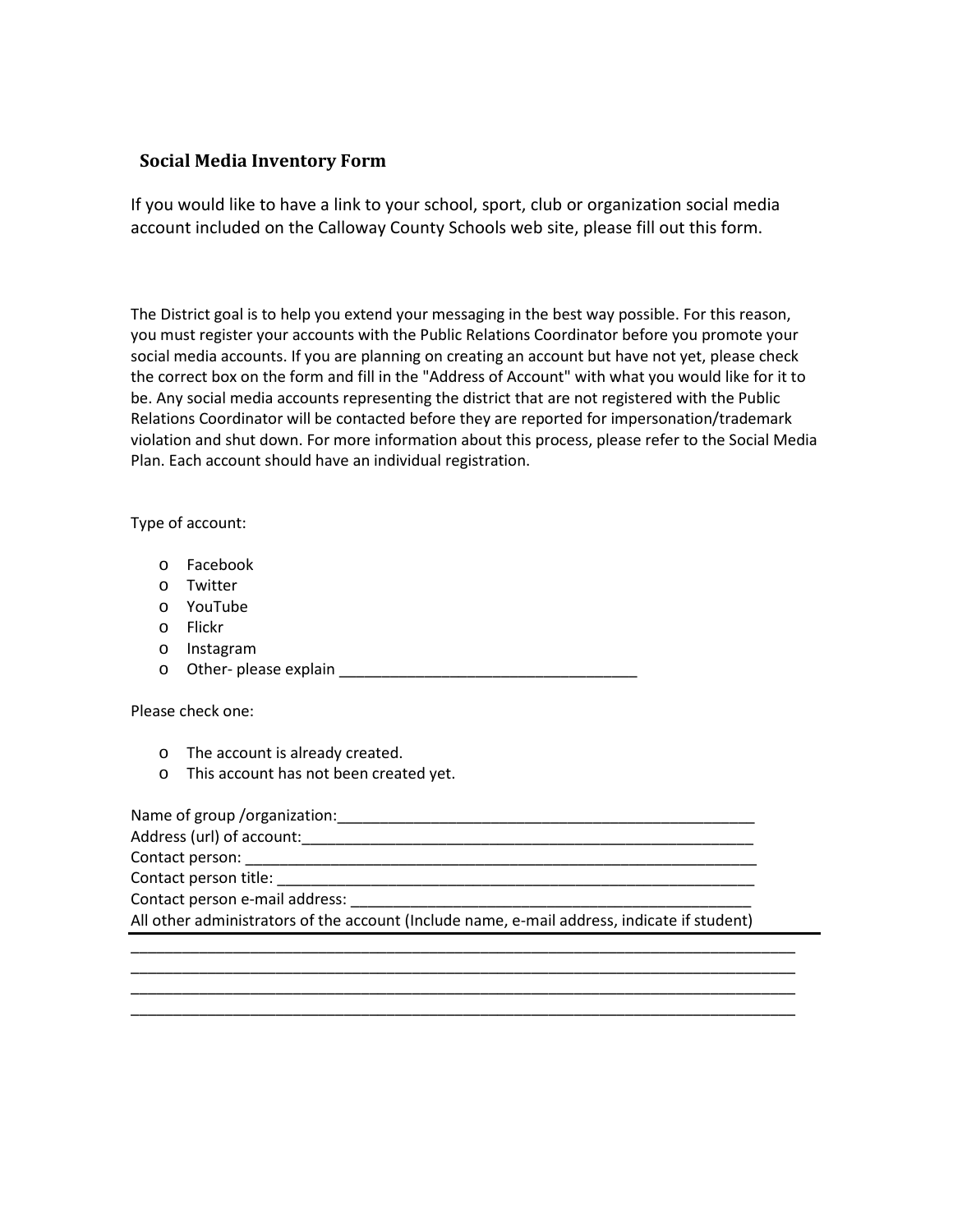## Social Media Inventory Form

If you would like to have a link to your school, sport, club or organization social media account included on the Calloway County Schools web site, please fill out this form.

The District goal is to help you extend your messaging in the best way possible. For this reason, you must register your accounts with the Public Relations Coordinator before you promote your social media accounts. If you are planning on creating an account but have not yet, please check the correct box on the form and fill in the "Address of Account" with what you would like for it to be. Any social media accounts representing the district that are not registered with the Public Relations Coordinator will be contacted before they are reported for impersonation/trademark violation and shut down. For more information about this process, please refer to the Social Media Plan. Each account should have an individual registration.

Type of account:

- Facebook
- Twitter
- YouTube
- Flickr
- Instagram
- Other- please explain ___________________________________

Please check one:

- The account is already created.
- This account has not been created yet.

Name of group /organization:_________________________________________________

Address (url) of account:_____________________________________________________

Contact person: ____________________________________________________________

Contact person title: ________________________________________________________

Contact person e-mail address: _______________________________________________

All other administrators of the account (Include name, e-mail address, indicate if student)

_______________________________________________________________________________

_______________________________________________________________________________

_______________________________________________________________________________

_______________________________________________________________________________